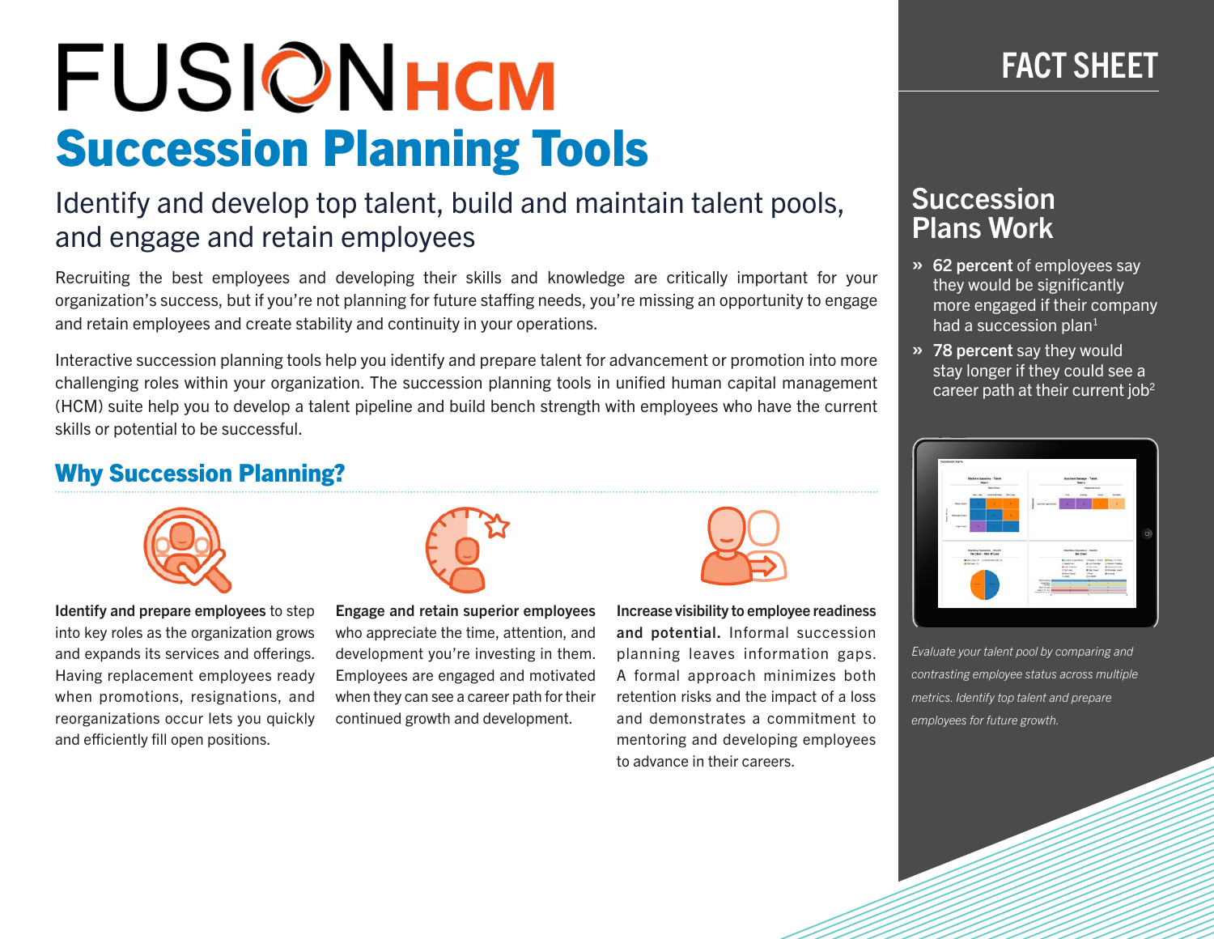# FUSION HCM

# Succession Planning Tools

## Identify and develop top talent, build and maintain talent pools, and engage and retain employees

Recruiting the best employees and developing their skills and knowledge are critically important for your organization's success, but if you're not planning for future staffing needs, you're missing an opportunity to engage and retain employees and create stability and continuity in your operations.

Interactive succession planning tools help you identify and prepare talent for advancement or promotion into more challenging roles within your organization. The succession planning tools in unified human capital management (HCM) suite help you to develop a talent pipeline and build bench strength with employees who have the current skills or potential to be successful.

## Why Succession Planning?

**Identify and prepare employees** to step into key roles as the organization grows and expands its services and offerings. Having replacement employees ready when promotions, resignations, and reorganizations occur lets you quickly and efficiently fill open positions.

**Engage and retain superior employees** who appreciate the time, attention, and development you're investing in them. Employees are engaged and motivated when they can see a career path for their continued growth and development.

**Increase visibility to employee readiness and potential.** Informal succession planning leaves information gaps. A formal approach minimizes both retention risks and the impact of a loss and demonstrates a commitment to mentoring and developing employees to advance in their careers.

## FACT SHEET

## Succession Plans Work

- **62 percent** of employees say they would be significantly more engaged if their company had a succession plan[1]
- **78 percent** say they would stay longer if they could see a career path at their current job[2]

*Evaluate your talent pool by comparing and contrasting employee status across multiple metrics. Identify top talent and prepare employees for future growth.*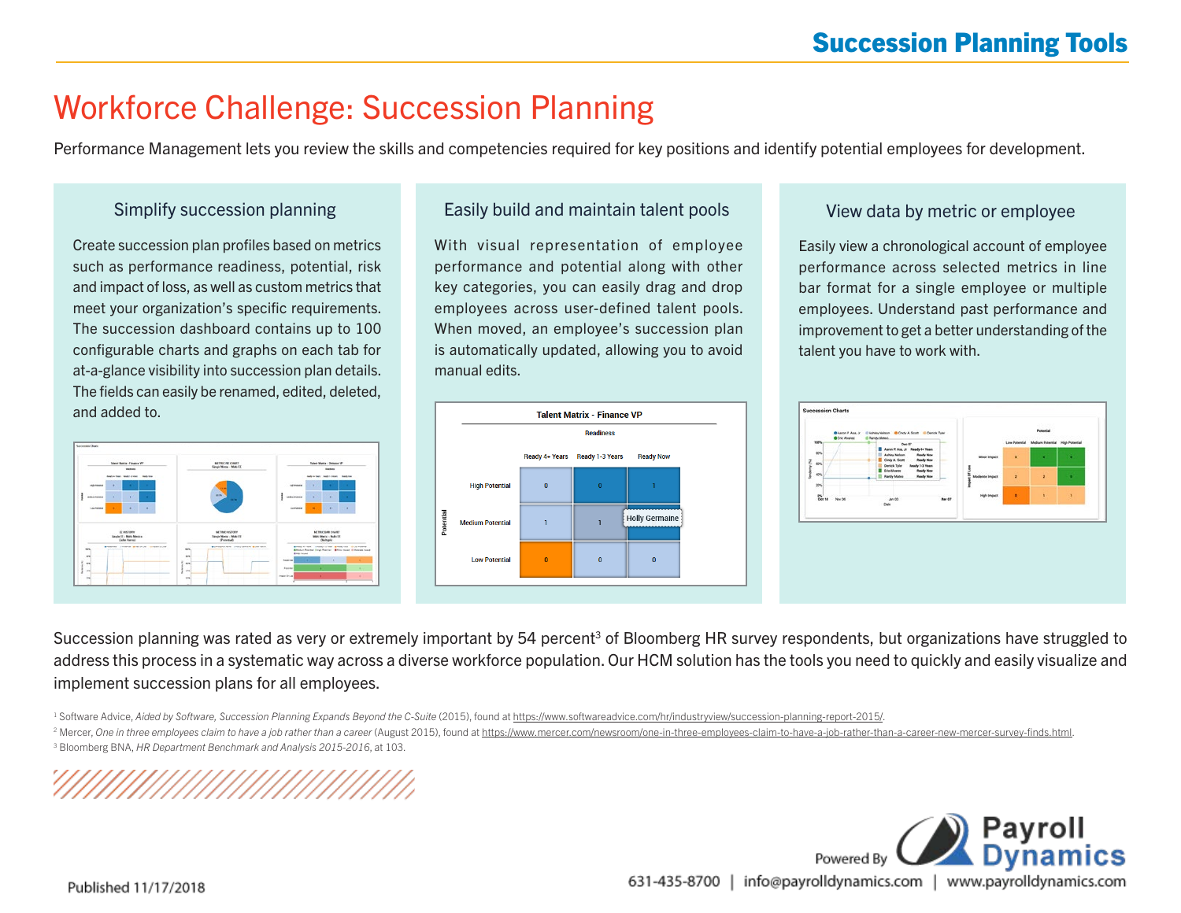# Workforce Challenge: Succession Planning

Performance Management lets you review the skills and competencies required for key positions and identify potential employees for development.

## Simplify succession planning

Create succession plan profiles based on metrics such as performance readiness, potential, risk and impact of loss, as well as custom metrics that meet your organization's specific requirements. The succession dashboard contains up to 100 configurable charts and graphs on each tab for at-a-glance visibility into succession plan details. The fields can easily be renamed, edited, deleted, and added to.

## Easily build and maintain talent pools

With visual representation of employee performance and potential along with other key categories, you can easily drag and drop employees across user-defined talent pools. When moved, an employee's succession plan is automatically updated, allowing you to avoid manual edits.

Talent Matrix - Finance VP

Readiness

Ready 4+ Years
Ready 1-3 Years
Ready Now

Potential

High Potential
Medium Potential
Low Potential

0
0
1
1
1
Holly Germaine
0
0
0

## View data by metric or employee

Easily view a chronological account of employee performance across selected metrics in line bar format for a single employee or multiple employees. Understand past performance and improvement to get a better understanding of the talent you have to work with.

Succession Charts

Succession planning was rated as very or extremely important by 54 percent[3] of Bloomberg HR survey respondents, but organizations have struggled to address this process in a systematic way across a diverse workforce population. Our HCM solution has the tools you need to quickly and easily visualize and implement succession plans for all employees.

[1] Software Advice, *Aided by Software, Succession Planning Expands Beyond the C-Suite* (2015), found at https://www.softwareadvice.com/hr/industryview/succession-planning-report-2015/.

[2] Mercer, *One in three employees claim to have a job rather than a career* (August 2015), found at https://www.mercer.com/newsroom/one-in-three-employees-claim-to-have-a-job-rather-than-a-career-new-mercer-survey-finds.html.

[3] Bloomberg BNA, *HR Department Benchmark and Analysis 2015-2016*, at 103.

Published 11/17/2018

Powered By Payroll Dynamics

631-435-8700 | info@payrolldynamics.com | www.payrolldynamics.com